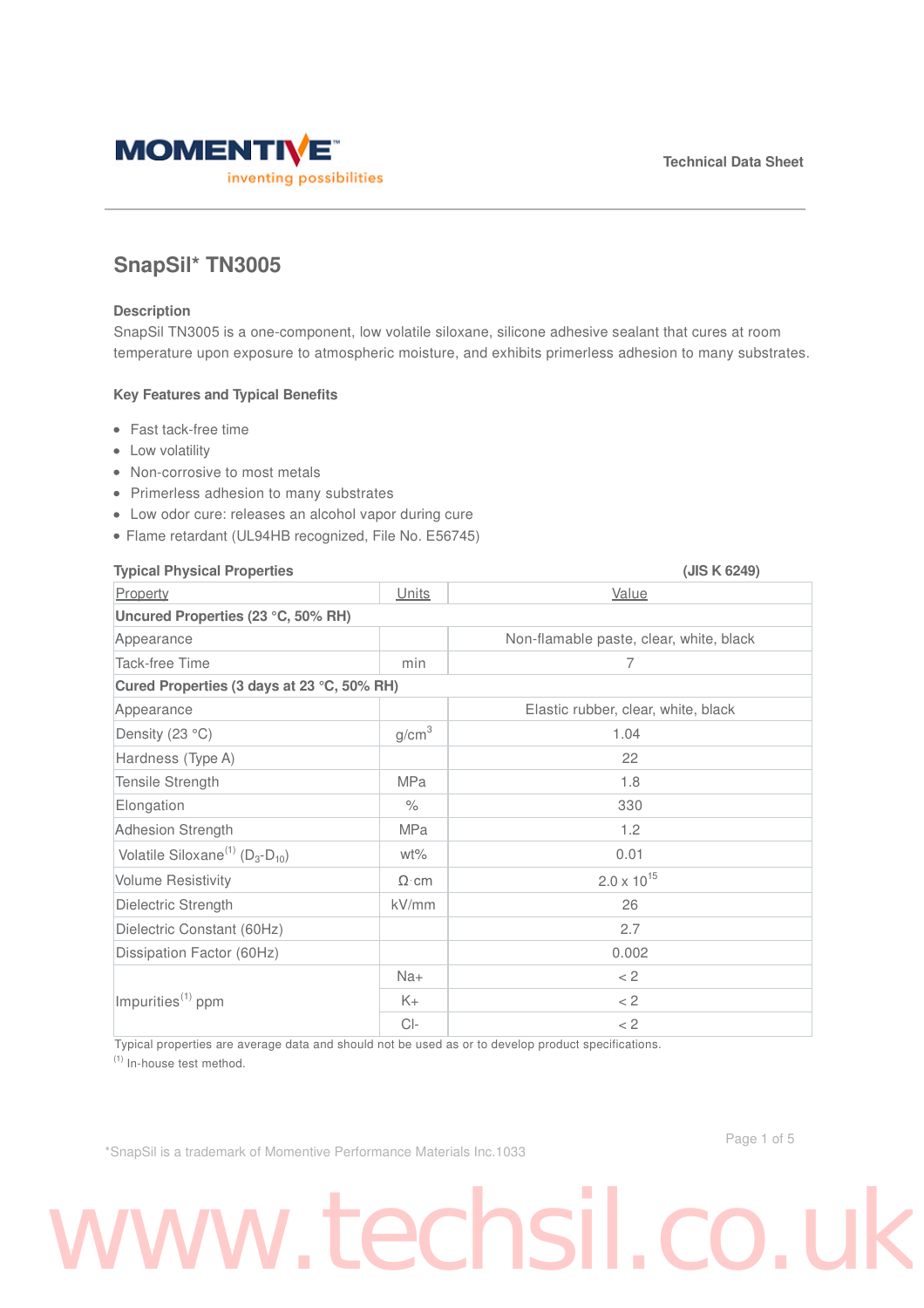# SnapSil* TN3005

### Description

SnapSil TN3005 is a one-component, low volatile siloxane, silicone adhesive sealant that cures at room temperature upon exposure to atmospheric moisture, and exhibits primerless adhesion to many substrates.

### Key Features and Typical Benefits

- Fast tack-free time
- Low volatility
- Non-corrosive to most metals
- Primerless adhesion to many substrates
- Low odor cure: releases an alcohol vapor during cure
- Flame retardant (UL94HB recognized, File No. E56745)

### Typical Physical Properties (JIS K 6249)

| Property | Units | Value |
|---|---|---|
| **Uncured Properties (23 °C, 50% RH)** | | |
| Appearance | | Non-flamable paste, clear, white, black |
| Tack-free Time | min | 7 |
| **Cured Properties (3 days at 23 °C, 50% RH)** | | |
| Appearance | | Elastic rubber, clear, white, black |
| Density (23 °C) | g/cm$^3$ | 1.04 |
| Hardness (Type A) | | 22 |
| Tensile Strength | MPa | 1.8 |
| Elongation | % | 330 |
| Adhesion Strength | MPa | 1.2 |
| Volatile Siloxane[(1)] ($D_3$-$D_{10}$) | wt% | 0.01 |
| Volume Resistivity | Ω·cm | 2.0 x $10^{15}$ |
| Dielectric Strength | kV/mm | 26 |
| Dielectric Constant (60Hz) | | 2.7 |
| Dissipation Factor (60Hz) | | 0.002 |
| Impurities[(1)] ppm | Na+ | < 2 |
| | K+ | < 2 |
| | Cl- | < 2 |

Typical properties are average data and should not be used as or to develop product specifications.

[(1)] In-house test method.

*SnapSil is a trademark of Momentive Performance Materials Inc.1033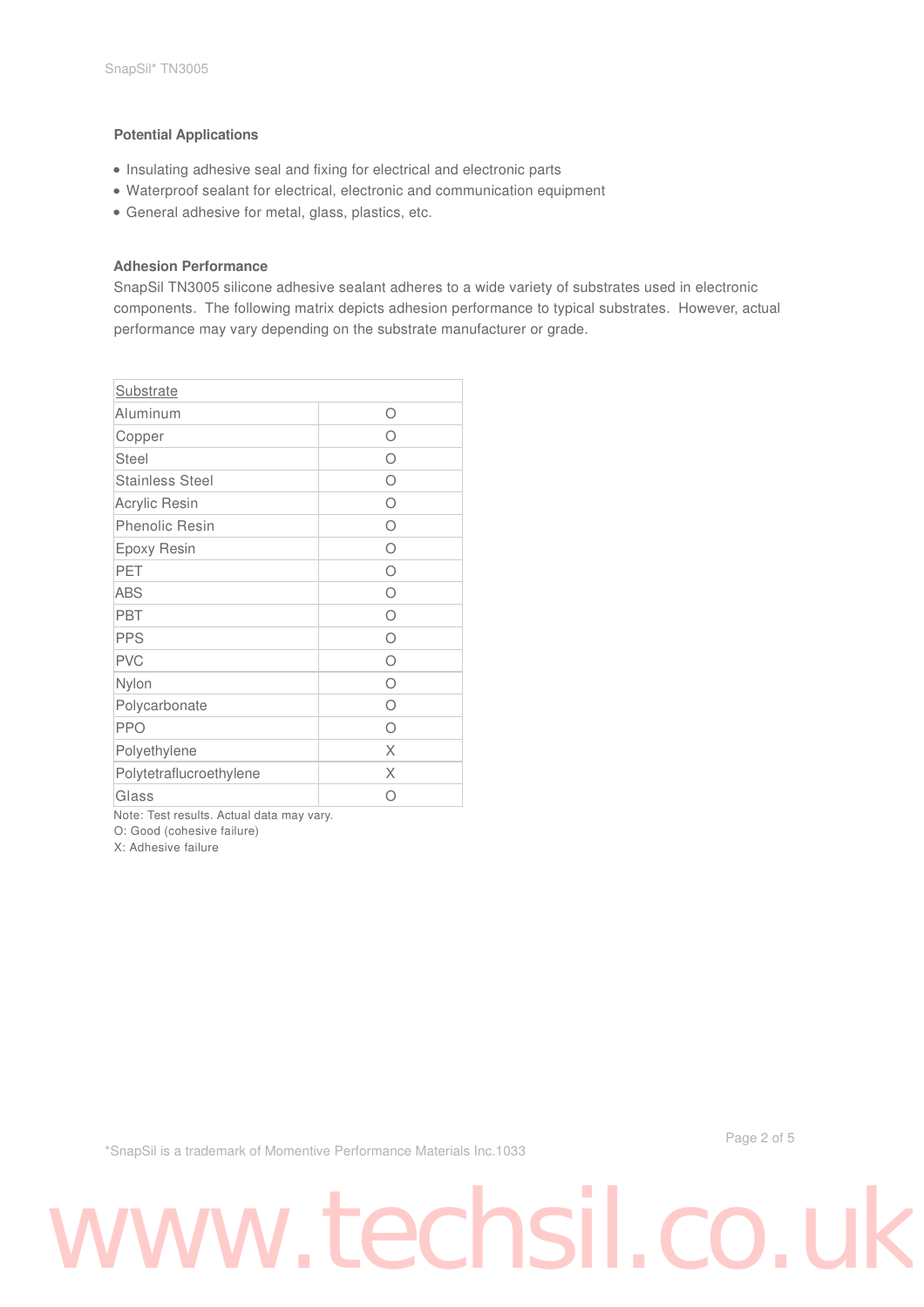### Potential Applications

- Insulating adhesive seal and fixing for electrical and electronic parts
- Waterproof sealant for electrical, electronic and communication equipment
- General adhesive for metal, glass, plastics, etc.

### Adhesion Performance

SnapSil TN3005 silicone adhesive sealant adheres to a wide variety of substrates used in electronic components. The following matrix depicts adhesion performance to typical substrates. However, actual performance may vary depending on the substrate manufacturer or grade.

| Substrate | |
|---|---|
| Aluminum | O |
| Copper | O |
| Steel | O |
| Stainless Steel | O |
| Acrylic Resin | O |
| Phenolic Resin | O |
| Epoxy Resin | O |
| PET | O |
| ABS | O |
| PBT | O |
| PPS | O |
| PVC | O |
| Nylon | O |
| Polycarbonate | O |
| PPO | O |
| Polyethylene | X |
| Polytetraflucroethylene | X |
| Glass | O |

Note: Test results. Actual data may vary.
O: Good (cohesive failure)
X: Adhesive failure

*SnapSil is a trademark of Momentive Performance Materials Inc.1033

www.techsil.co.uk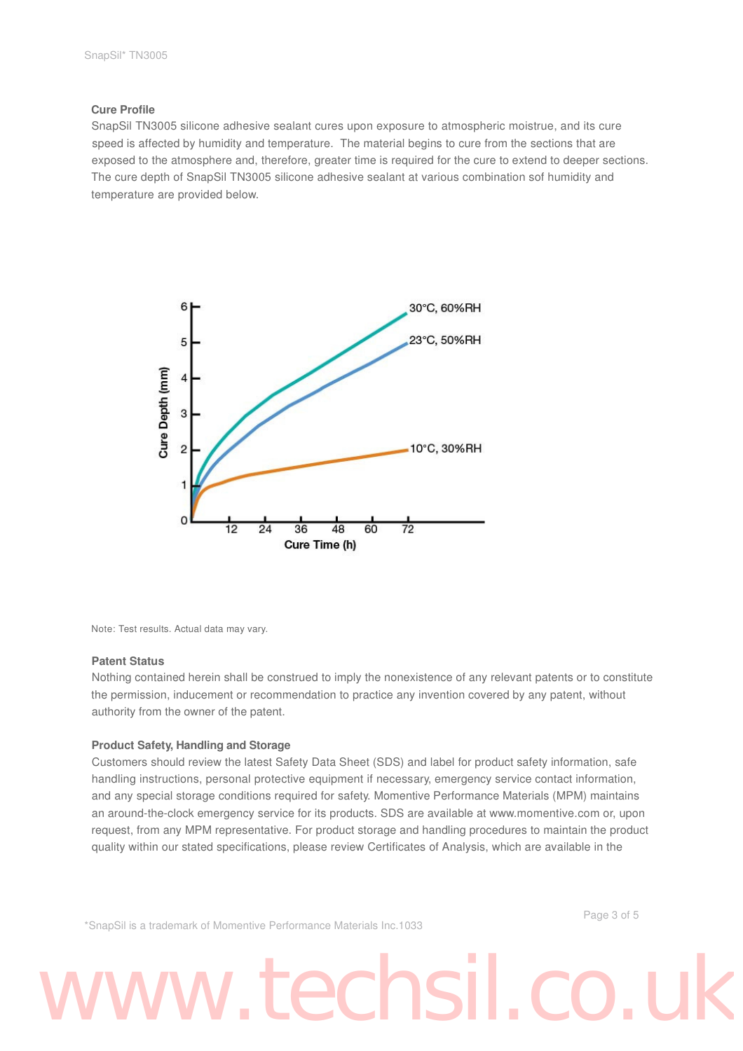### Cure Profile

SnapSil TN3005 silicone adhesive sealant cures upon exposure to atmospheric moistrue, and its cure speed is affected by humidity and temperature. The material begins to cure from the sections that are exposed to the atmosphere and, therefore, greater time is required for the cure to extend to deeper sections. The cure depth of SnapSil TN3005 silicone adhesive sealant at various combination sof humidity and temperature are provided below.

Note: Test results. Actual data may vary.

### Patent Status

Nothing contained herein shall be construed to imply the nonexistence of any relevant patents or to constitute the permission, inducement or recommendation to practice any invention covered by any patent, without authority from the owner of the patent.

### Product Safety, Handling and Storage

Customers should review the latest Safety Data Sheet (SDS) and label for product safety information, safe handling instructions, personal protective equipment if necessary, emergency service contact information, and any special storage conditions required for safety. Momentive Performance Materials (MPM) maintains an around-the-clock emergency service for its products. SDS are available at www.momentive.com or, upon request, from any MPM representative. For product storage and handling procedures to maintain the product quality within our stated specifications, please review Certificates of Analysis, which are available in the

*SnapSil is a trademark of Momentive Performance Materials Inc.1033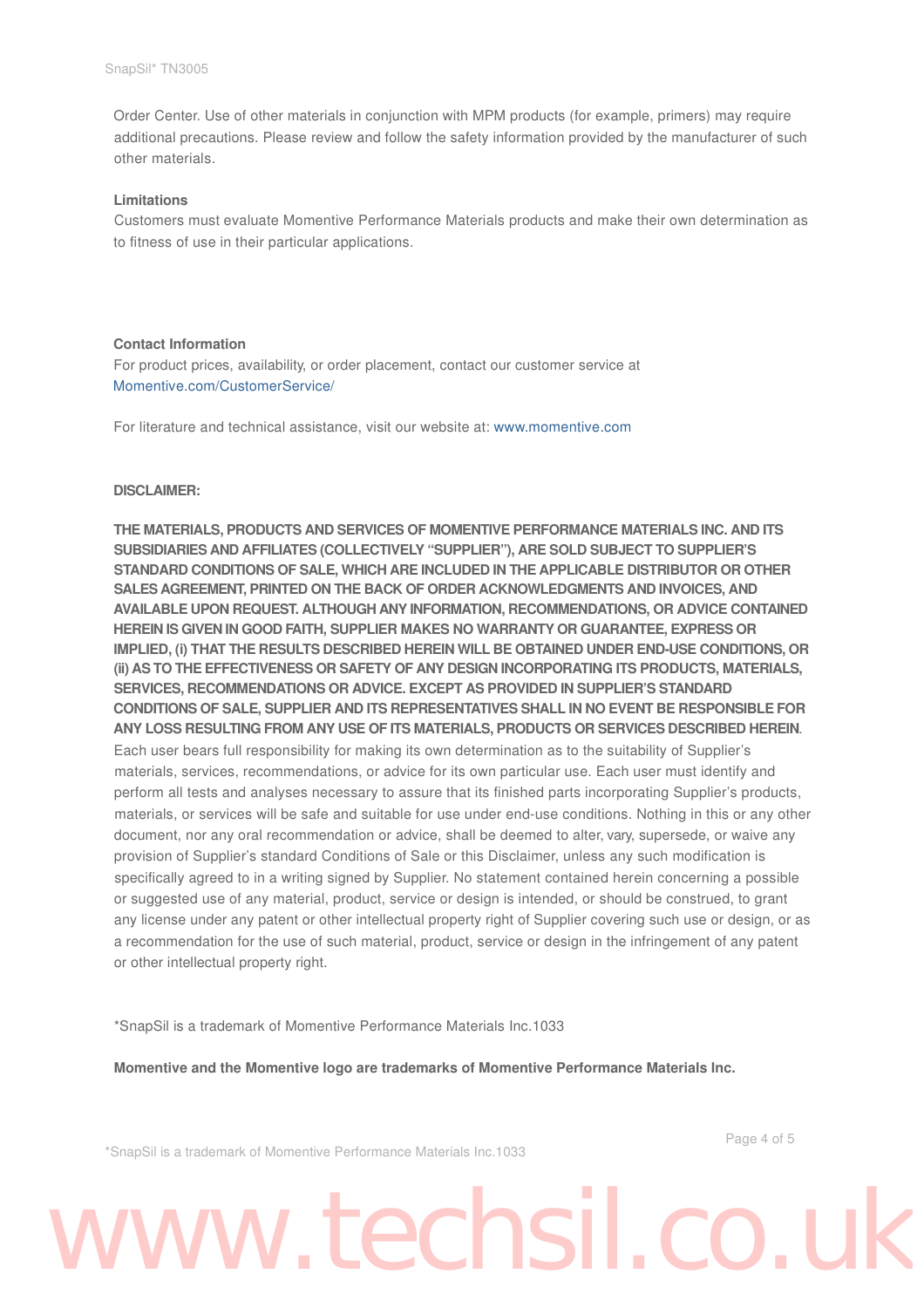Order Center. Use of other materials in conjunction with MPM products (for example, primers) may require additional precautions. Please review and follow the safety information provided by the manufacturer of such other materials.

**Limitations**

Customers must evaluate Momentive Performance Materials products and make their own determination as to fitness of use in their particular applications.

**Contact Information**

For product prices, availability, or order placement, contact our customer service at Momentive.com/CustomerService/

For literature and technical assistance, visit our website at: www.momentive.com

**DISCLAIMER:**

**THE MATERIALS, PRODUCTS AND SERVICES OF MOMENTIVE PERFORMANCE MATERIALS INC. AND ITS SUBSIDIARIES AND AFFILIATES (COLLECTIVELY "SUPPLIER"), ARE SOLD SUBJECT TO SUPPLIER'S STANDARD CONDITIONS OF SALE, WHICH ARE INCLUDED IN THE APPLICABLE DISTRIBUTOR OR OTHER SALES AGREEMENT, PRINTED ON THE BACK OF ORDER ACKNOWLEDGMENTS AND INVOICES, AND AVAILABLE UPON REQUEST. ALTHOUGH ANY INFORMATION, RECOMMENDATIONS, OR ADVICE CONTAINED HEREIN IS GIVEN IN GOOD FAITH, SUPPLIER MAKES NO WARRANTY OR GUARANTEE, EXPRESS OR IMPLIED, (i) THAT THE RESULTS DESCRIBED HEREIN WILL BE OBTAINED UNDER END-USE CONDITIONS, OR (ii) AS TO THE EFFECTIVENESS OR SAFETY OF ANY DESIGN INCORPORATING ITS PRODUCTS, MATERIALS, SERVICES, RECOMMENDATIONS OR ADVICE. EXCEPT AS PROVIDED IN SUPPLIER'S STANDARD CONDITIONS OF SALE, SUPPLIER AND ITS REPRESENTATIVES SHALL IN NO EVENT BE RESPONSIBLE FOR ANY LOSS RESULTING FROM ANY USE OF ITS MATERIALS, PRODUCTS OR SERVICES DESCRIBED HEREIN**. Each user bears full responsibility for making its own determination as to the suitability of Supplier's materials, services, recommendations, or advice for its own particular use. Each user must identify and perform all tests and analyses necessary to assure that its finished parts incorporating Supplier's products, materials, or services will be safe and suitable for use under end-use conditions. Nothing in this or any other document, nor any oral recommendation or advice, shall be deemed to alter, vary, supersede, or waive any provision of Supplier's standard Conditions of Sale or this Disclaimer, unless any such modification is specifically agreed to in a writing signed by Supplier. No statement contained herein concerning a possible or suggested use of any material, product, service or design is intended, or should be construed, to grant any license under any patent or other intellectual property right of Supplier covering such use or design, or as a recommendation for the use of such material, product, service or design in the infringement of any patent or other intellectual property right.

*SnapSil is a trademark of Momentive Performance Materials Inc.1033

**Momentive and the Momentive logo are trademarks of Momentive Performance Materials Inc.**